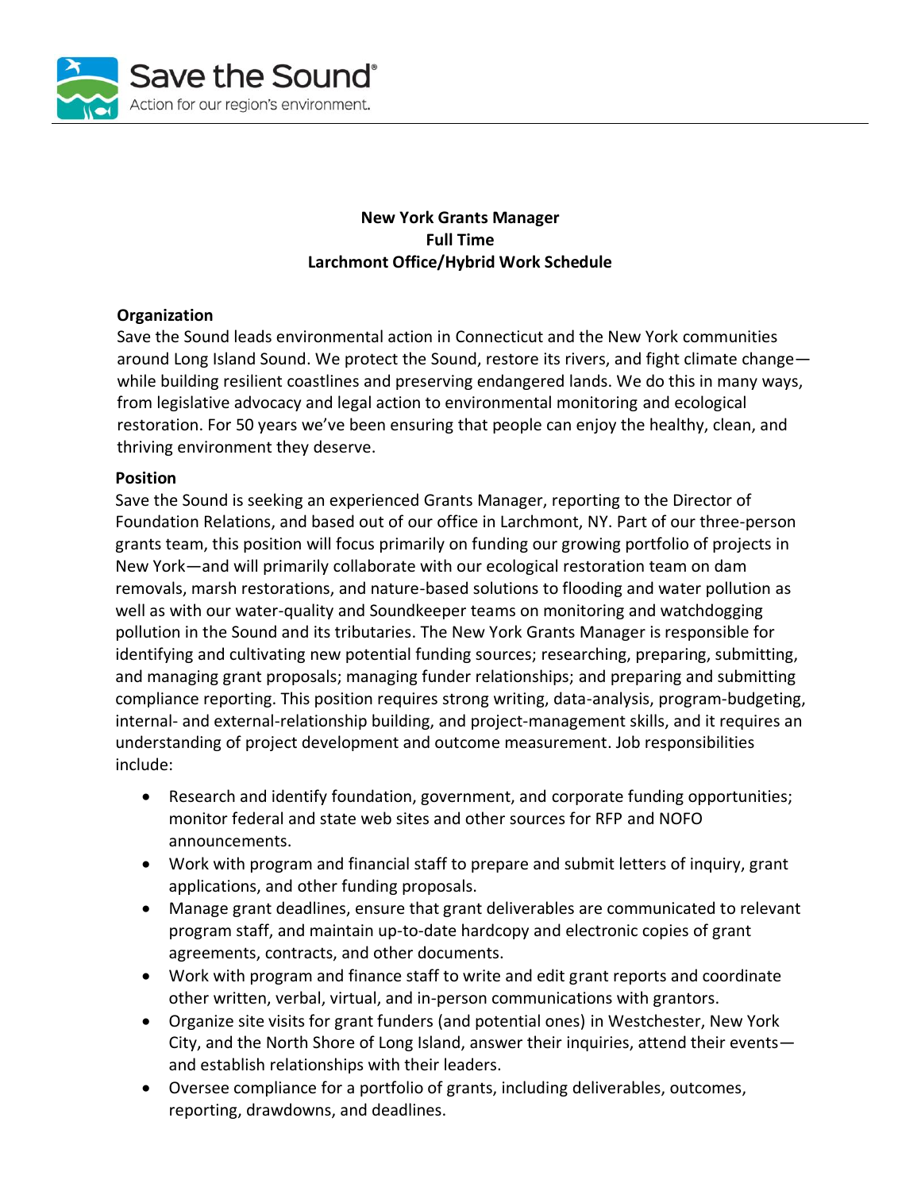Save the Sound®

Action for our region's environment.

# New York Grants Manager
**Full Time**
**Larchmont Office/Hybrid Work Schedule**

## Organization

Save the Sound leads environmental action in Connecticut and the New York communities around Long Island Sound. We protect the Sound, restore its rivers, and fight climate change—while building resilient coastlines and preserving endangered lands. We do this in many ways, from legislative advocacy and legal action to environmental monitoring and ecological restoration. For 50 years we've been ensuring that people can enjoy the healthy, clean, and thriving environment they deserve.

## Position

Save the Sound is seeking an experienced Grants Manager, reporting to the Director of Foundation Relations, and based out of our office in Larchmont, NY. Part of our three-person grants team, this position will focus primarily on funding our growing portfolio of projects in New York—and will primarily collaborate with our ecological restoration team on dam removals, marsh restorations, and nature-based solutions to flooding and water pollution as well as with our water-quality and Soundkeeper teams on monitoring and watchdogging pollution in the Sound and its tributaries. The New York Grants Manager is responsible for identifying and cultivating new potential funding sources; researching, preparing, submitting, and managing grant proposals; managing funder relationships; and preparing and submitting compliance reporting. This position requires strong writing, data-analysis, program-budgeting, internal- and external-relationship building, and project-management skills, and it requires an understanding of project development and outcome measurement. Job responsibilities include:

- Research and identify foundation, government, and corporate funding opportunities; monitor federal and state web sites and other sources for RFP and NOFO announcements.
- Work with program and financial staff to prepare and submit letters of inquiry, grant applications, and other funding proposals.
- Manage grant deadlines, ensure that grant deliverables are communicated to relevant program staff, and maintain up-to-date hardcopy and electronic copies of grant agreements, contracts, and other documents.
- Work with program and finance staff to write and edit grant reports and coordinate other written, verbal, virtual, and in-person communications with grantors.
- Organize site visits for grant funders (and potential ones) in Westchester, New York City, and the North Shore of Long Island, answer their inquiries, attend their events—and establish relationships with their leaders.
- Oversee compliance for a portfolio of grants, including deliverables, outcomes, reporting, drawdowns, and deadlines.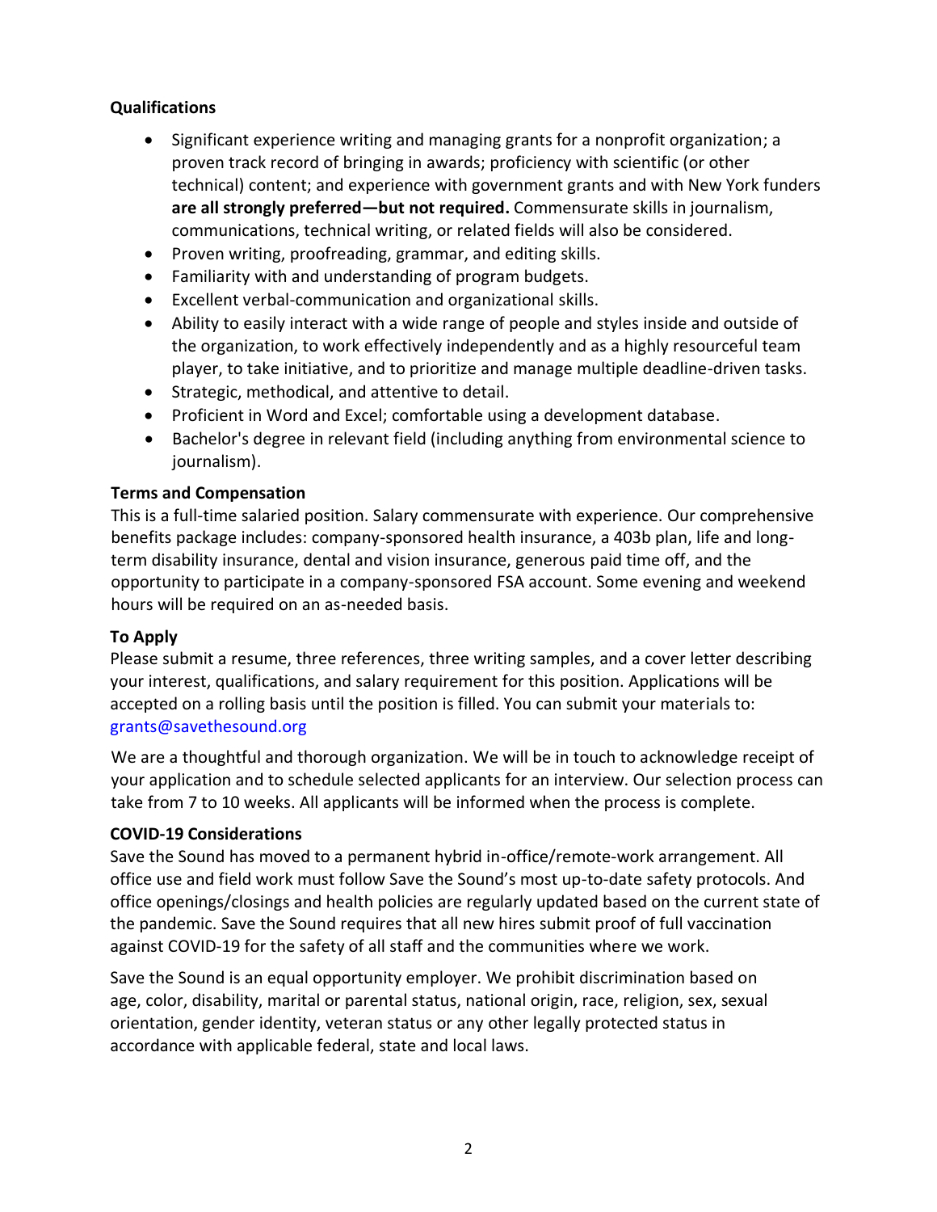### Qualifications

- Significant experience writing and managing grants for a nonprofit organization; a proven track record of bringing in awards; proficiency with scientific (or other technical) content; and experience with government grants and with New York funders **are all strongly preferred—but not required.** Commensurate skills in journalism, communications, technical writing, or related fields will also be considered.
- Proven writing, proofreading, grammar, and editing skills.
- Familiarity with and understanding of program budgets.
- Excellent verbal-communication and organizational skills.
- Ability to easily interact with a wide range of people and styles inside and outside of the organization, to work effectively independently and as a highly resourceful team player, to take initiative, and to prioritize and manage multiple deadline-driven tasks.
- Strategic, methodical, and attentive to detail.
- Proficient in Word and Excel; comfortable using a development database.
- Bachelor's degree in relevant field (including anything from environmental science to journalism).

### Terms and Compensation

This is a full-time salaried position. Salary commensurate with experience. Our comprehensive benefits package includes: company-sponsored health insurance, a 403b plan, life and long-term disability insurance, dental and vision insurance, generous paid time off, and the opportunity to participate in a company-sponsored FSA account. Some evening and weekend hours will be required on an as-needed basis.

### To Apply

Please submit a resume, three references, three writing samples, and a cover letter describing your interest, qualifications, and salary requirement for this position. Applications will be accepted on a rolling basis until the position is filled. You can submit your materials to: grants@savethesound.org

We are a thoughtful and thorough organization. We will be in touch to acknowledge receipt of your application and to schedule selected applicants for an interview. Our selection process can take from 7 to 10 weeks. All applicants will be informed when the process is complete.

### COVID-19 Considerations

Save the Sound has moved to a permanent hybrid in-office/remote-work arrangement. All office use and field work must follow Save the Sound's most up-to-date safety protocols. And office openings/closings and health policies are regularly updated based on the current state of the pandemic. Save the Sound requires that all new hires submit proof of full vaccination against COVID-19 for the safety of all staff and the communities where we work.

Save the Sound is an equal opportunity employer. We prohibit discrimination based on age, color, disability, marital or parental status, national origin, race, religion, sex, sexual orientation, gender identity, veteran status or any other legally protected status in accordance with applicable federal, state and local laws.